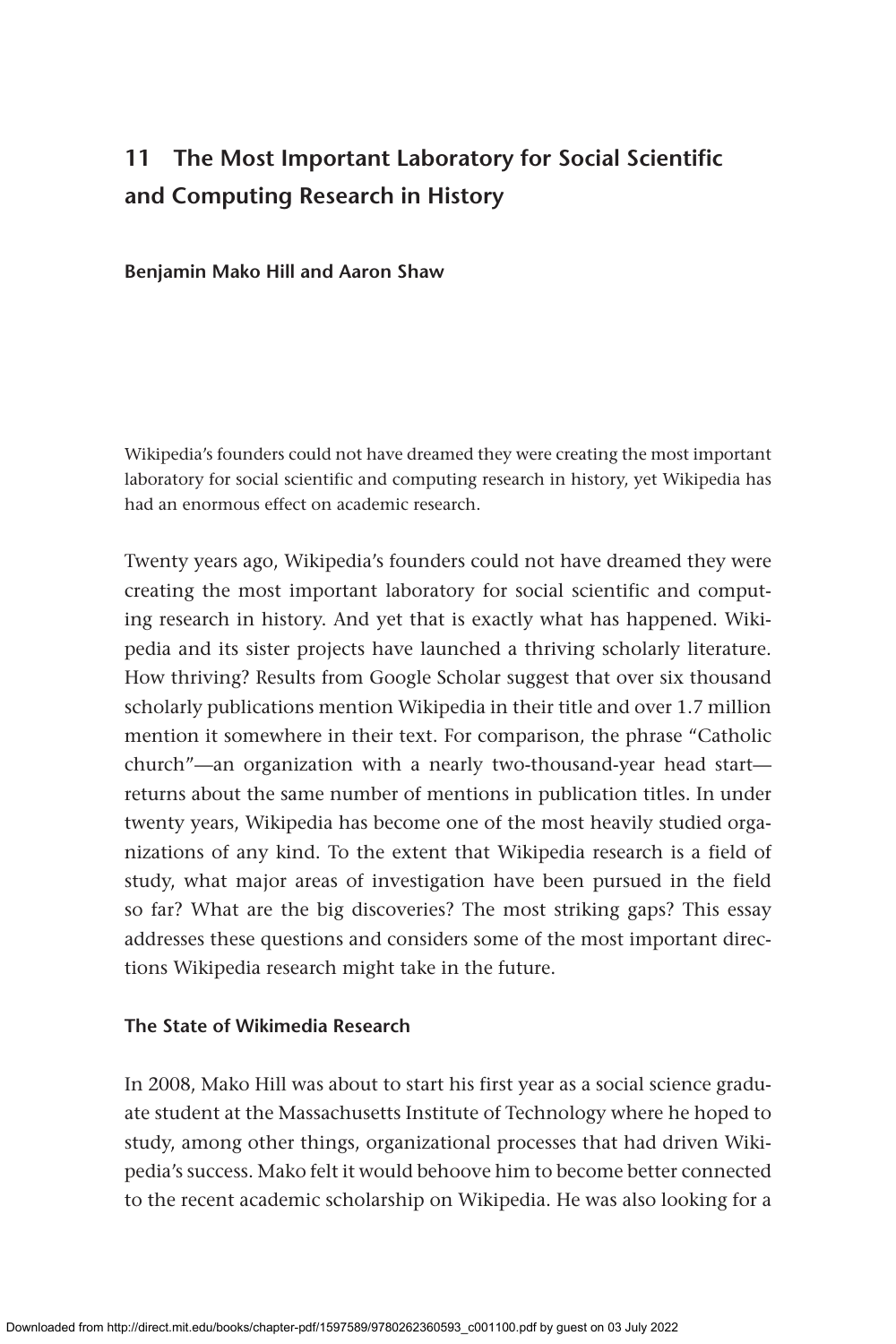# 11 The Most Important Laboratory for Social Scientific and Computing Research in History

**Benjamin Mako Hill and Aaron Shaw**

Wikipedia's founders could not have dreamed they were creating the most important laboratory for social scientific and computing research in history, yet Wikipedia has had an enormous effect on academic research.

Twenty years ago, Wikipedia's founders could not have dreamed they were creating the most important laboratory for social scientific and computing research in history. And yet that is exactly what has happened. Wikipedia and its sister projects have launched a thriving scholarly literature. How thriving? Results from Google Scholar suggest that over six thousand scholarly publications mention Wikipedia in their title and over 1.7 million mention it somewhere in their text. For comparison, the phrase "Catholic church"—an organization with a nearly two-thousand-year head start—returns about the same number of mentions in publication titles. In under twenty years, Wikipedia has become one of the most heavily studied organizations of any kind. To the extent that Wikipedia research is a field of study, what major areas of investigation have been pursued in the field so far? What are the big discoveries? The most striking gaps? This essay addresses these questions and considers some of the most important directions Wikipedia research might take in the future.

## The State of Wikimedia Research

In 2008, Mako Hill was about to start his first year as a social science graduate student at the Massachusetts Institute of Technology where he hoped to study, among other things, organizational processes that had driven Wikipedia's success. Mako felt it would behoove him to become better connected to the recent academic scholarship on Wikipedia. He was also looking for a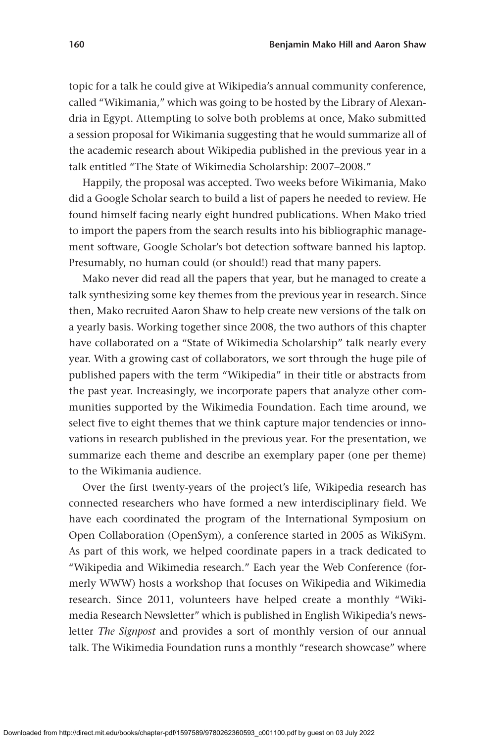topic for a talk he could give at Wikipedia's annual community conference, called "Wikimania," which was going to be hosted by the Library of Alexandria in Egypt. Attempting to solve both problems at once, Mako submitted a session proposal for Wikimania suggesting that he would summarize all of the academic research about Wikipedia published in the previous year in a talk entitled "The State of Wikimedia Scholarship: 2007–2008."

Happily, the proposal was accepted. Two weeks before Wikimania, Mako did a Google Scholar search to build a list of papers he needed to review. He found himself facing nearly eight hundred publications. When Mako tried to import the papers from the search results into his bibliographic management software, Google Scholar's bot detection software banned his laptop. Presumably, no human could (or should!) read that many papers.

Mako never did read all the papers that year, but he managed to create a talk synthesizing some key themes from the previous year in research. Since then, Mako recruited Aaron Shaw to help create new versions of the talk on a yearly basis. Working together since 2008, the two authors of this chapter have collaborated on a "State of Wikimedia Scholarship" talk nearly every year. With a growing cast of collaborators, we sort through the huge pile of published papers with the term "Wikipedia" in their title or abstracts from the past year. Increasingly, we incorporate papers that analyze other communities supported by the Wikimedia Foundation. Each time around, we select five to eight themes that we think capture major tendencies or innovations in research published in the previous year. For the presentation, we summarize each theme and describe an exemplary paper (one per theme) to the Wikimania audience.

Over the first twenty-years of the project's life, Wikipedia research has connected researchers who have formed a new interdisciplinary field. We have each coordinated the program of the International Symposium on Open Collaboration (OpenSym), a conference started in 2005 as WikiSym. As part of this work, we helped coordinate papers in a track dedicated to "Wikipedia and Wikimedia research." Each year the Web Conference (formerly WWW) hosts a workshop that focuses on Wikipedia and Wikimedia research. Since 2011, volunteers have helped create a monthly "Wikimedia Research Newsletter" which is published in English Wikipedia's newsletter *The Signpost* and provides a sort of monthly version of our annual talk. The Wikimedia Foundation runs a monthly "research showcase" where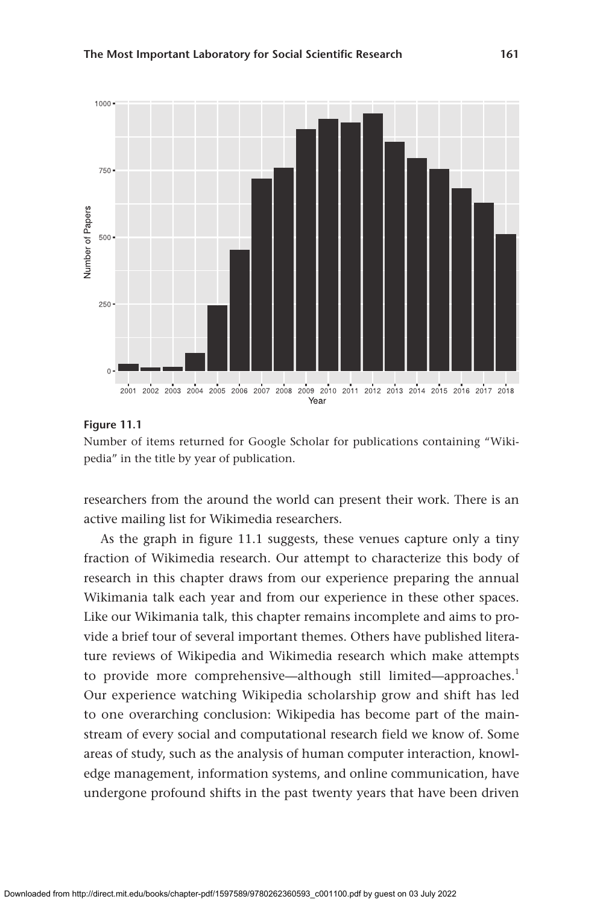**Figure 11.1**

Number of items returned for Google Scholar for publications containing "Wikipedia" in the title by year of publication.

researchers from the around the world can present their work. There is an active mailing list for Wikimedia researchers.

As the graph in figure 11.1 suggests, these venues capture only a tiny fraction of Wikimedia research. Our attempt to characterize this body of research in this chapter draws from our experience preparing the annual Wikimania talk each year and from our experience in these other spaces. Like our Wikimania talk, this chapter remains incomplete and aims to provide a brief tour of several important themes. Others have published literature reviews of Wikipedia and Wikimedia research which make attempts to provide more comprehensive—although still limited—approaches.[1] Our experience watching Wikipedia scholarship grow and shift has led to one overarching conclusion: Wikipedia has become part of the mainstream of every social and computational research field we know of. Some areas of study, such as the analysis of human computer interaction, knowledge management, information systems, and online communication, have undergone profound shifts in the past twenty years that have been driven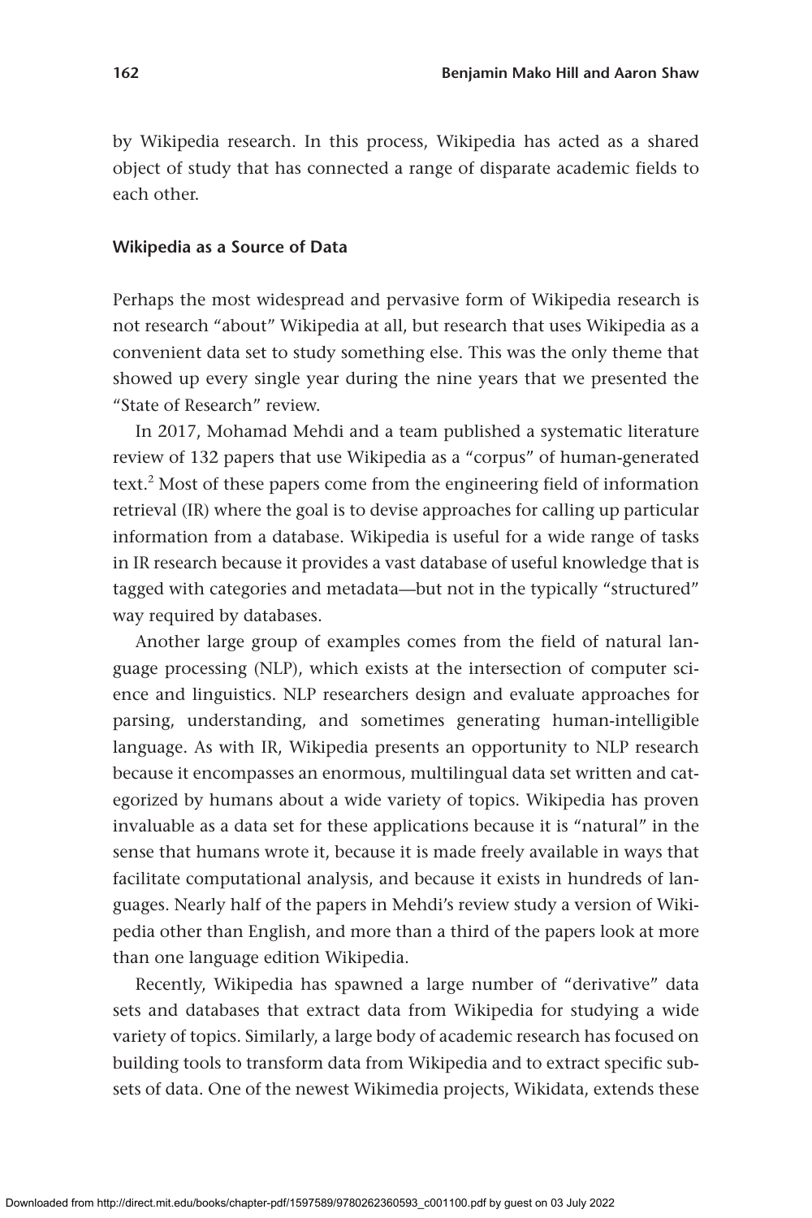by Wikipedia research. In this process, Wikipedia has acted as a shared object of study that has connected a range of disparate academic fields to each other.

### Wikipedia as a Source of Data

Perhaps the most widespread and pervasive form of Wikipedia research is not research "about" Wikipedia at all, but research that uses Wikipedia as a convenient data set to study something else. This was the only theme that showed up every single year during the nine years that we presented the "State of Research" review.

In 2017, Mohamad Mehdi and a team published a systematic literature review of 132 papers that use Wikipedia as a "corpus" of human-generated text.[2] Most of these papers come from the engineering field of information retrieval (IR) where the goal is to devise approaches for calling up particular information from a database. Wikipedia is useful for a wide range of tasks in IR research because it provides a vast database of useful knowledge that is tagged with categories and metadata—but not in the typically "structured" way required by databases.

Another large group of examples comes from the field of natural language processing (NLP), which exists at the intersection of computer science and linguistics. NLP researchers design and evaluate approaches for parsing, understanding, and sometimes generating human-intelligible language. As with IR, Wikipedia presents an opportunity to NLP research because it encompasses an enormous, multilingual data set written and categorized by humans about a wide variety of topics. Wikipedia has proven invaluable as a data set for these applications because it is "natural" in the sense that humans wrote it, because it is made freely available in ways that facilitate computational analysis, and because it exists in hundreds of languages. Nearly half of the papers in Mehdi's review study a version of Wikipedia other than English, and more than a third of the papers look at more than one language edition Wikipedia.

Recently, Wikipedia has spawned a large number of "derivative" data sets and databases that extract data from Wikipedia for studying a wide variety of topics. Similarly, a large body of academic research has focused on building tools to transform data from Wikipedia and to extract specific subsets of data. One of the newest Wikimedia projects, Wikidata, extends these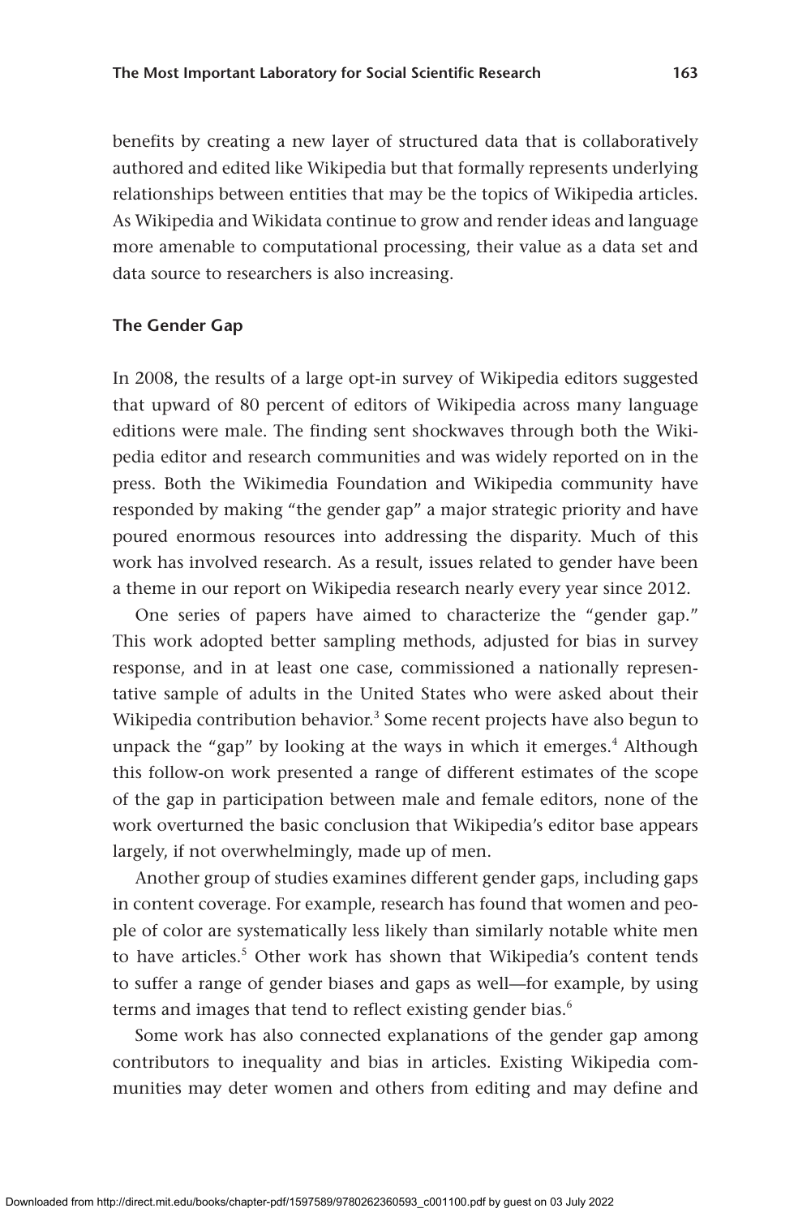benefits by creating a new layer of structured data that is collaboratively authored and edited like Wikipedia but that formally represents underlying relationships between entities that may be the topics of Wikipedia articles. As Wikipedia and Wikidata continue to grow and render ideas and language more amenable to computational processing, their value as a data set and data source to researchers is also increasing.

### The Gender Gap

In 2008, the results of a large opt-in survey of Wikipedia editors suggested that upward of 80 percent of editors of Wikipedia across many language editions were male. The finding sent shockwaves through both the Wikipedia editor and research communities and was widely reported on in the press. Both the Wikimedia Foundation and Wikipedia community have responded by making "the gender gap" a major strategic priority and have poured enormous resources into addressing the disparity. Much of this work has involved research. As a result, issues related to gender have been a theme in our report on Wikipedia research nearly every year since 2012.

One series of papers have aimed to characterize the "gender gap." This work adopted better sampling methods, adjusted for bias in survey response, and in at least one case, commissioned a nationally representative sample of adults in the United States who were asked about their Wikipedia contribution behavior.[3] Some recent projects have also begun to unpack the "gap" by looking at the ways in which it emerges.[4] Although this follow-on work presented a range of different estimates of the scope of the gap in participation between male and female editors, none of the work overturned the basic conclusion that Wikipedia's editor base appears largely, if not overwhelmingly, made up of men.

Another group of studies examines different gender gaps, including gaps in content coverage. For example, research has found that women and people of color are systematically less likely than similarly notable white men to have articles.[5] Other work has shown that Wikipedia's content tends to suffer a range of gender biases and gaps as well—for example, by using terms and images that tend to reflect existing gender bias.[6]

Some work has also connected explanations of the gender gap among contributors to inequality and bias in articles. Existing Wikipedia communities may deter women and others from editing and may define and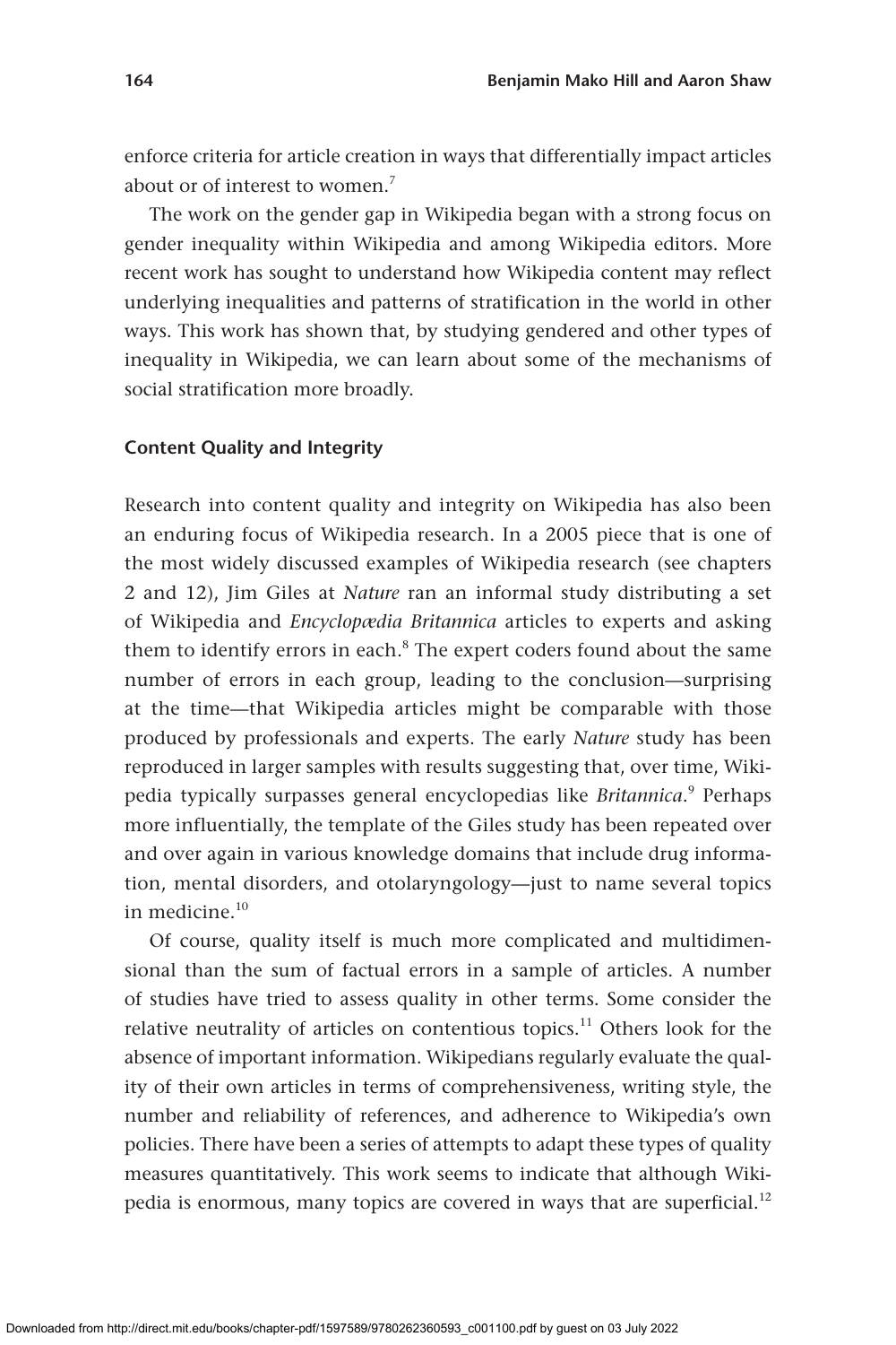enforce criteria for article creation in ways that differentially impact articles about or of interest to women.[7]

The work on the gender gap in Wikipedia began with a strong focus on gender inequality within Wikipedia and among Wikipedia editors. More recent work has sought to understand how Wikipedia content may reflect underlying inequalities and patterns of stratification in the world in other ways. This work has shown that, by studying gendered and other types of inequality in Wikipedia, we can learn about some of the mechanisms of social stratification more broadly.

### Content Quality and Integrity

Research into content quality and integrity on Wikipedia has also been an enduring focus of Wikipedia research. In a 2005 piece that is one of the most widely discussed examples of Wikipedia research (see chapters 2 and 12), Jim Giles at *Nature* ran an informal study distributing a set of Wikipedia and *Encyclopædia Britannica* articles to experts and asking them to identify errors in each.[8] The expert coders found about the same number of errors in each group, leading to the conclusion—surprising at the time—that Wikipedia articles might be comparable with those produced by professionals and experts. The early *Nature* study has been reproduced in larger samples with results suggesting that, over time, Wikipedia typically surpasses general encyclopedias like *Britannica*.[9] Perhaps more influentially, the template of the Giles study has been repeated over and over again in various knowledge domains that include drug information, mental disorders, and otolaryngology—just to name several topics in medicine.[10]

Of course, quality itself is much more complicated and multidimensional than the sum of factual errors in a sample of articles. A number of studies have tried to assess quality in other terms. Some consider the relative neutrality of articles on contentious topics.[11] Others look for the absence of important information. Wikipedians regularly evaluate the quality of their own articles in terms of comprehensiveness, writing style, the number and reliability of references, and adherence to Wikipedia's own policies. There have been a series of attempts to adapt these types of quality measures quantitatively. This work seems to indicate that although Wikipedia is enormous, many topics are covered in ways that are superficial.[12]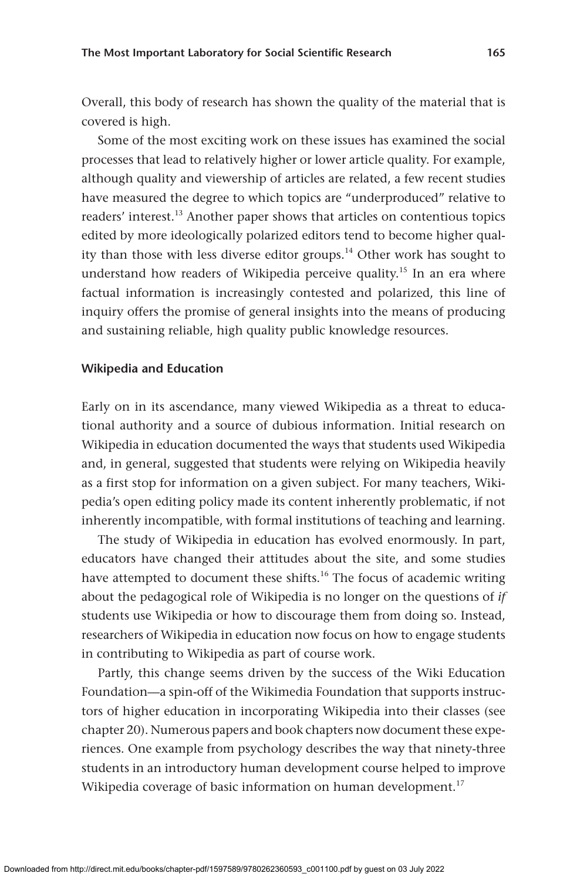Overall, this body of research has shown the quality of the material that is covered is high.

Some of the most exciting work on these issues has examined the social processes that lead to relatively higher or lower article quality. For example, although quality and viewership of articles are related, a few recent studies have measured the degree to which topics are "underproduced" relative to readers' interest.[13] Another paper shows that articles on contentious topics edited by more ideologically polarized editors tend to become higher quality than those with less diverse editor groups.[14] Other work has sought to understand how readers of Wikipedia perceive quality.[15] In an era where factual information is increasingly contested and polarized, this line of inquiry offers the promise of general insights into the means of producing and sustaining reliable, high quality public knowledge resources.

### Wikipedia and Education

Early on in its ascendance, many viewed Wikipedia as a threat to educational authority and a source of dubious information. Initial research on Wikipedia in education documented the ways that students used Wikipedia and, in general, suggested that students were relying on Wikipedia heavily as a first stop for information on a given subject. For many teachers, Wikipedia's open editing policy made its content inherently problematic, if not inherently incompatible, with formal institutions of teaching and learning.

The study of Wikipedia in education has evolved enormously. In part, educators have changed their attitudes about the site, and some studies have attempted to document these shifts.[16] The focus of academic writing about the pedagogical role of Wikipedia is no longer on the questions of *if* students use Wikipedia or how to discourage them from doing so. Instead, researchers of Wikipedia in education now focus on how to engage students in contributing to Wikipedia as part of course work.

Partly, this change seems driven by the success of the Wiki Education Foundation—a spin-off of the Wikimedia Foundation that supports instructors of higher education in incorporating Wikipedia into their classes (see chapter 20). Numerous papers and book chapters now document these experiences. One example from psychology describes the way that ninety-three students in an introductory human development course helped to improve Wikipedia coverage of basic information on human development.[17]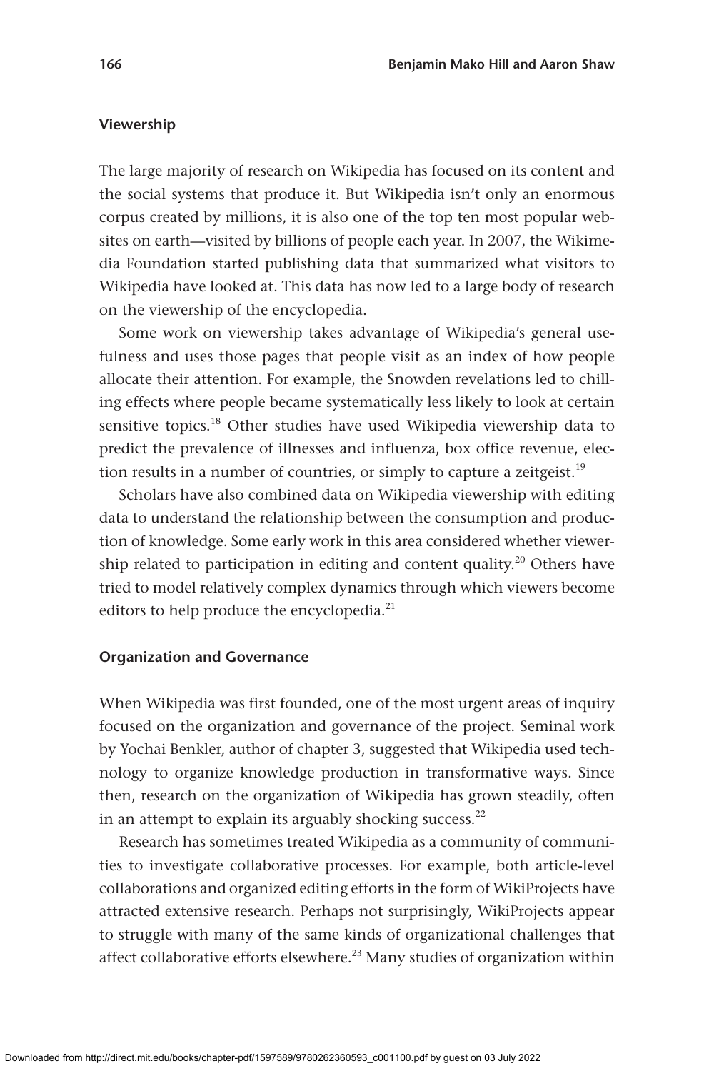### Viewership

The large majority of research on Wikipedia has focused on its content and the social systems that produce it. But Wikipedia isn't only an enormous corpus created by millions, it is also one of the top ten most popular websites on earth—visited by billions of people each year. In 2007, the Wikimedia Foundation started publishing data that summarized what visitors to Wikipedia have looked at. This data has now led to a large body of research on the viewership of the encyclopedia.

Some work on viewership takes advantage of Wikipedia's general usefulness and uses those pages that people visit as an index of how people allocate their attention. For example, the Snowden revelations led to chilling effects where people became systematically less likely to look at certain sensitive topics.[18] Other studies have used Wikipedia viewership data to predict the prevalence of illnesses and influenza, box office revenue, election results in a number of countries, or simply to capture a zeitgeist.[19]

Scholars have also combined data on Wikipedia viewership with editing data to understand the relationship between the consumption and production of knowledge. Some early work in this area considered whether viewership related to participation in editing and content quality.[20] Others have tried to model relatively complex dynamics through which viewers become editors to help produce the encyclopedia.[21]

### Organization and Governance

When Wikipedia was first founded, one of the most urgent areas of inquiry focused on the organization and governance of the project. Seminal work by Yochai Benkler, author of chapter 3, suggested that Wikipedia used technology to organize knowledge production in transformative ways. Since then, research on the organization of Wikipedia has grown steadily, often in an attempt to explain its arguably shocking success.[22]

Research has sometimes treated Wikipedia as a community of communities to investigate collaborative processes. For example, both article-level collaborations and organized editing efforts in the form of WikiProjects have attracted extensive research. Perhaps not surprisingly, WikiProjects appear to struggle with many of the same kinds of organizational challenges that affect collaborative efforts elsewhere.[23] Many studies of organization within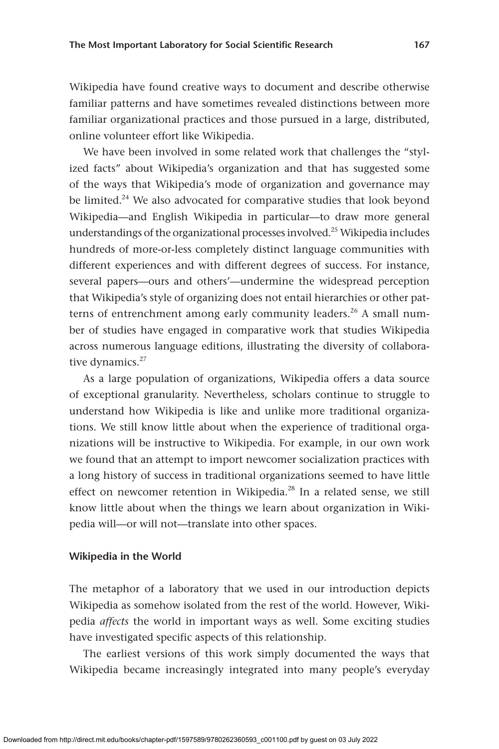Wikipedia have found creative ways to document and describe otherwise familiar patterns and have sometimes revealed distinctions between more familiar organizational practices and those pursued in a large, distributed, online volunteer effort like Wikipedia.

We have been involved in some related work that challenges the "stylized facts" about Wikipedia's organization and that has suggested some of the ways that Wikipedia's mode of organization and governance may be limited.[24] We also advocated for comparative studies that look beyond Wikipedia—and English Wikipedia in particular—to draw more general understandings of the organizational processes involved.[25] Wikipedia includes hundreds of more-or-less completely distinct language communities with different experiences and with different degrees of success. For instance, several papers—ours and others'—undermine the widespread perception that Wikipedia's style of organizing does not entail hierarchies or other patterns of entrenchment among early community leaders.[26] A small number of studies have engaged in comparative work that studies Wikipedia across numerous language editions, illustrating the diversity of collaborative dynamics.[27]

As a large population of organizations, Wikipedia offers a data source of exceptional granularity. Nevertheless, scholars continue to struggle to understand how Wikipedia is like and unlike more traditional organizations. We still know little about when the experience of traditional organizations will be instructive to Wikipedia. For example, in our own work we found that an attempt to import newcomer socialization practices with a long history of success in traditional organizations seemed to have little effect on newcomer retention in Wikipedia.[28] In a related sense, we still know little about when the things we learn about organization in Wikipedia will—or will not—translate into other spaces.

### Wikipedia in the World

The metaphor of a laboratory that we used in our introduction depicts Wikipedia as somehow isolated from the rest of the world. However, Wikipedia *affects* the world in important ways as well. Some exciting studies have investigated specific aspects of this relationship.

The earliest versions of this work simply documented the ways that Wikipedia became increasingly integrated into many people's everyday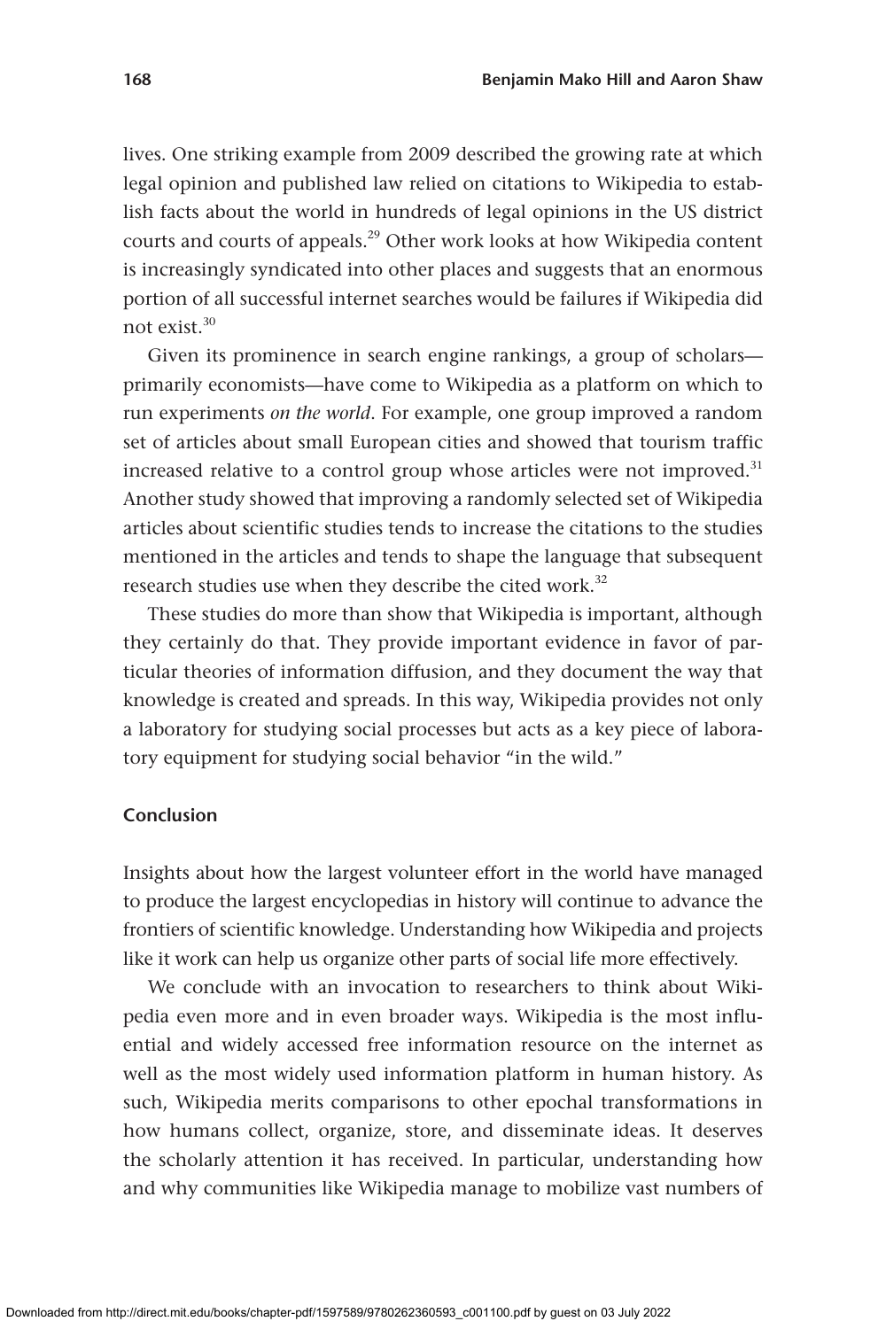lives. One striking example from 2009 described the growing rate at which legal opinion and published law relied on citations to Wikipedia to establish facts about the world in hundreds of legal opinions in the US district courts and courts of appeals.[29] Other work looks at how Wikipedia content is increasingly syndicated into other places and suggests that an enormous portion of all successful internet searches would be failures if Wikipedia did not exist.[30]

Given its prominence in search engine rankings, a group of scholars—primarily economists—have come to Wikipedia as a platform on which to run experiments *on the world*. For example, one group improved a random set of articles about small European cities and showed that tourism traffic increased relative to a control group whose articles were not improved.[31] Another study showed that improving a randomly selected set of Wikipedia articles about scientific studies tends to increase the citations to the studies mentioned in the articles and tends to shape the language that subsequent research studies use when they describe the cited work.[32]

These studies do more than show that Wikipedia is important, although they certainly do that. They provide important evidence in favor of particular theories of information diffusion, and they document the way that knowledge is created and spreads. In this way, Wikipedia provides not only a laboratory for studying social processes but acts as a key piece of laboratory equipment for studying social behavior "in the wild."

## Conclusion

Insights about how the largest volunteer effort in the world have managed to produce the largest encyclopedias in history will continue to advance the frontiers of scientific knowledge. Understanding how Wikipedia and projects like it work can help us organize other parts of social life more effectively.

We conclude with an invocation to researchers to think about Wikipedia even more and in even broader ways. Wikipedia is the most influential and widely accessed free information resource on the internet as well as the most widely used information platform in human history. As such, Wikipedia merits comparisons to other epochal transformations in how humans collect, organize, store, and disseminate ideas. It deserves the scholarly attention it has received. In particular, understanding how and why communities like Wikipedia manage to mobilize vast numbers of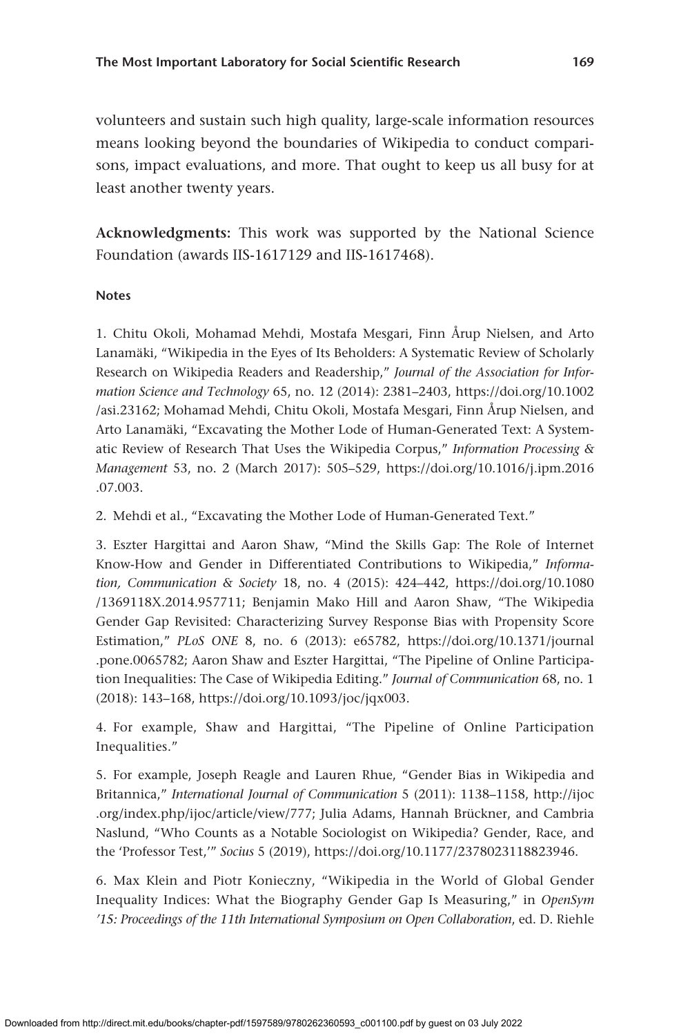volunteers and sustain such high quality, large-scale information resources means looking beyond the boundaries of Wikipedia to conduct comparisons, impact evaluations, and more. That ought to keep us all busy for at least another twenty years.

**Acknowledgments:** This work was supported by the National Science Foundation (awards IIS-1617129 and IIS-1617468).

#### Notes

1. Chitu Okoli, Mohamad Mehdi, Mostafa Mesgari, Finn Årup Nielsen, and Arto Lanamäki, "Wikipedia in the Eyes of Its Beholders: A Systematic Review of Scholarly Research on Wikipedia Readers and Readership," *Journal of the Association for Information Science and Technology* 65, no. 12 (2014): 2381–2403, https://doi.org/10.1002/asi.23162; Mohamad Mehdi, Chitu Okoli, Mostafa Mesgari, Finn Årup Nielsen, and Arto Lanamäki, "Excavating the Mother Lode of Human-Generated Text: A Systematic Review of Research That Uses the Wikipedia Corpus," *Information Processing & Management* 53, no. 2 (March 2017): 505–529, https://doi.org/10.1016/j.ipm.2016.07.003.

2. Mehdi et al., "Excavating the Mother Lode of Human-Generated Text."

3. Eszter Hargittai and Aaron Shaw, "Mind the Skills Gap: The Role of Internet Know-How and Gender in Differentiated Contributions to Wikipedia," *Information, Communication & Society* 18, no. 4 (2015): 424–442, https://doi.org/10.1080/1369118X.2014.957711; Benjamin Mako Hill and Aaron Shaw, "The Wikipedia Gender Gap Revisited: Characterizing Survey Response Bias with Propensity Score Estimation," *PLoS ONE* 8, no. 6 (2013): e65782, https://doi.org/10.1371/journal.pone.0065782; Aaron Shaw and Eszter Hargittai, "The Pipeline of Online Participation Inequalities: The Case of Wikipedia Editing." *Journal of Communication* 68, no. 1 (2018): 143–168, https://doi.org/10.1093/joc/jqx003.

4. For example, Shaw and Hargittai, "The Pipeline of Online Participation Inequalities."

5. For example, Joseph Reagle and Lauren Rhue, "Gender Bias in Wikipedia and Britannica," *International Journal of Communication* 5 (2011): 1138–1158, http://ijoc.org/index.php/ijoc/article/view/777; Julia Adams, Hannah Brückner, and Cambria Naslund, "Who Counts as a Notable Sociologist on Wikipedia? Gender, Race, and the 'Professor Test,'" *Socius* 5 (2019), https://doi.org/10.1177/2378023118823946.

6. Max Klein and Piotr Konieczny, "Wikipedia in the World of Global Gender Inequality Indices: What the Biography Gender Gap Is Measuring," in *OpenSym '15: Proceedings of the 11th International Symposium on Open Collaboration*, ed. D. Riehle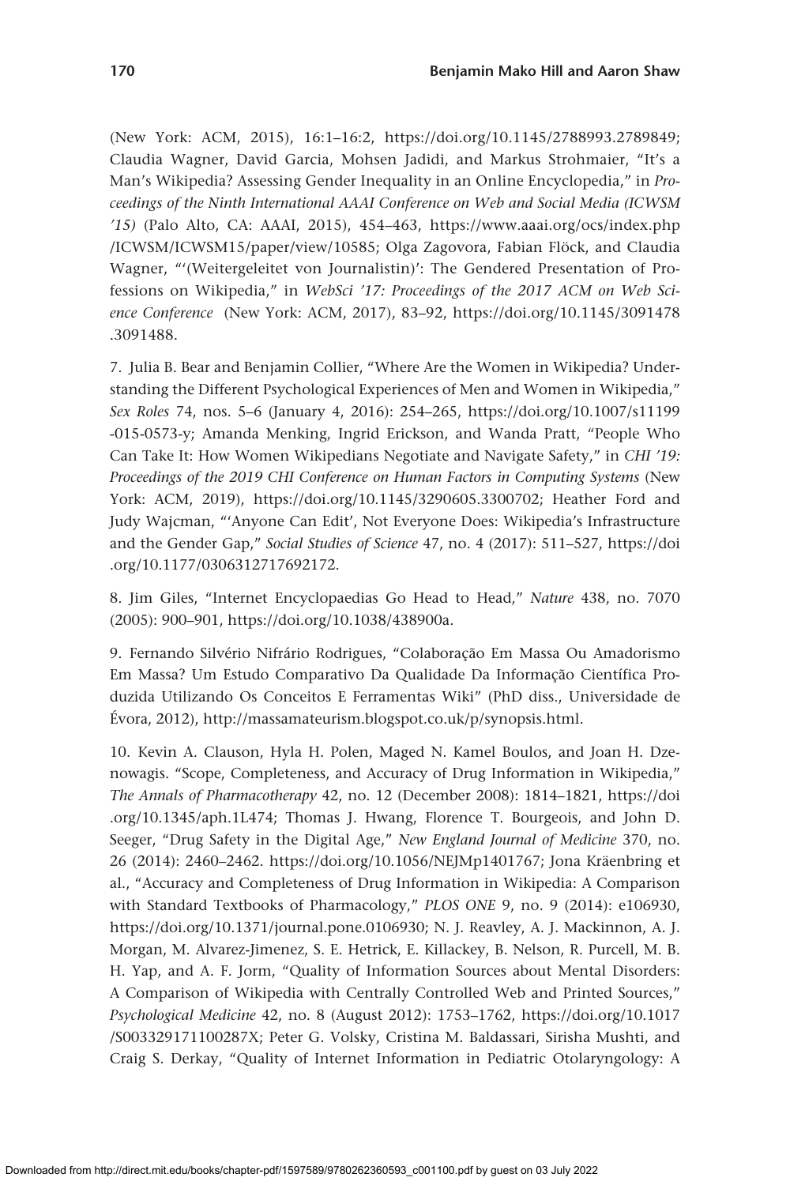(New York: ACM, 2015), 16:1–16:2, https://doi.org/10.1145/2788993.2789849; Claudia Wagner, David Garcia, Mohsen Jadidi, and Markus Strohmaier, "It's a Man's Wikipedia? Assessing Gender Inequality in an Online Encyclopedia," in *Proceedings of the Ninth International AAAI Conference on Web and Social Media (ICWSM '15)* (Palo Alto, CA: AAAI, 2015), 454–463, https://www.aaai.org/ocs/index.php/ICWSM/ICWSM15/paper/view/10585; Olga Zagovora, Fabian Flöck, and Claudia Wagner, "'(Weitergeleitet von Journalistin)': The Gendered Presentation of Professions on Wikipedia," in *WebSci '17: Proceedings of the 2017 ACM on Web Science Conference* (New York: ACM, 2017), 83–92, https://doi.org/10.1145/3091478.3091488.

7. Julia B. Bear and Benjamin Collier, "Where Are the Women in Wikipedia? Understanding the Different Psychological Experiences of Men and Women in Wikipedia," *Sex Roles* 74, nos. 5–6 (January 4, 2016): 254–265, https://doi.org/10.1007/s11199-015-0573-y; Amanda Menking, Ingrid Erickson, and Wanda Pratt, "People Who Can Take It: How Women Wikipedians Negotiate and Navigate Safety," in *CHI '19: Proceedings of the 2019 CHI Conference on Human Factors in Computing Systems* (New York: ACM, 2019), https://doi.org/10.1145/3290605.3300702; Heather Ford and Judy Wajcman, "'Anyone Can Edit', Not Everyone Does: Wikipedia's Infrastructure and the Gender Gap," *Social Studies of Science* 47, no. 4 (2017): 511–527, https://doi.org/10.1177/0306312717692172.

8. Jim Giles, "Internet Encyclopaedias Go Head to Head," *Nature* 438, no. 7070 (2005): 900–901, https://doi.org/10.1038/438900a.

9. Fernando Silvério Nifrário Rodrigues, "Colaboração Em Massa Ou Amadorismo Em Massa? Um Estudo Comparativo Da Qualidade Da Informação Científica Produzida Utilizando Os Conceitos E Ferramentas Wiki" (PhD diss., Universidade de Évora, 2012), http://massamateurism.blogspot.co.uk/p/synopsis.html.

10. Kevin A. Clauson, Hyla H. Polen, Maged N. Kamel Boulos, and Joan H. Dzenowagis. "Scope, Completeness, and Accuracy of Drug Information in Wikipedia," *The Annals of Pharmacotherapy* 42, no. 12 (December 2008): 1814–1821, https://doi.org/10.1345/aph.1L474; Thomas J. Hwang, Florence T. Bourgeois, and John D. Seeger, "Drug Safety in the Digital Age," *New England Journal of Medicine* 370, no. 26 (2014): 2460–2462. https://doi.org/10.1056/NEJMp1401767; Jona Kräenbring et al., "Accuracy and Completeness of Drug Information in Wikipedia: A Comparison with Standard Textbooks of Pharmacology," *PLOS ONE* 9, no. 9 (2014): e106930, https://doi.org/10.1371/journal.pone.0106930; N. J. Reavley, A. J. Mackinnon, A. J. Morgan, M. Alvarez-Jimenez, S. E. Hetrick, E. Killackey, B. Nelson, R. Purcell, M. B. H. Yap, and A. F. Jorm, "Quality of Information Sources about Mental Disorders: A Comparison of Wikipedia with Centrally Controlled Web and Printed Sources," *Psychological Medicine* 42, no. 8 (August 2012): 1753–1762, https://doi.org/10.1017/S003329171100287X; Peter G. Volsky, Cristina M. Baldassari, Sirisha Mushti, and Craig S. Derkay, "Quality of Internet Information in Pediatric Otolaryngology: A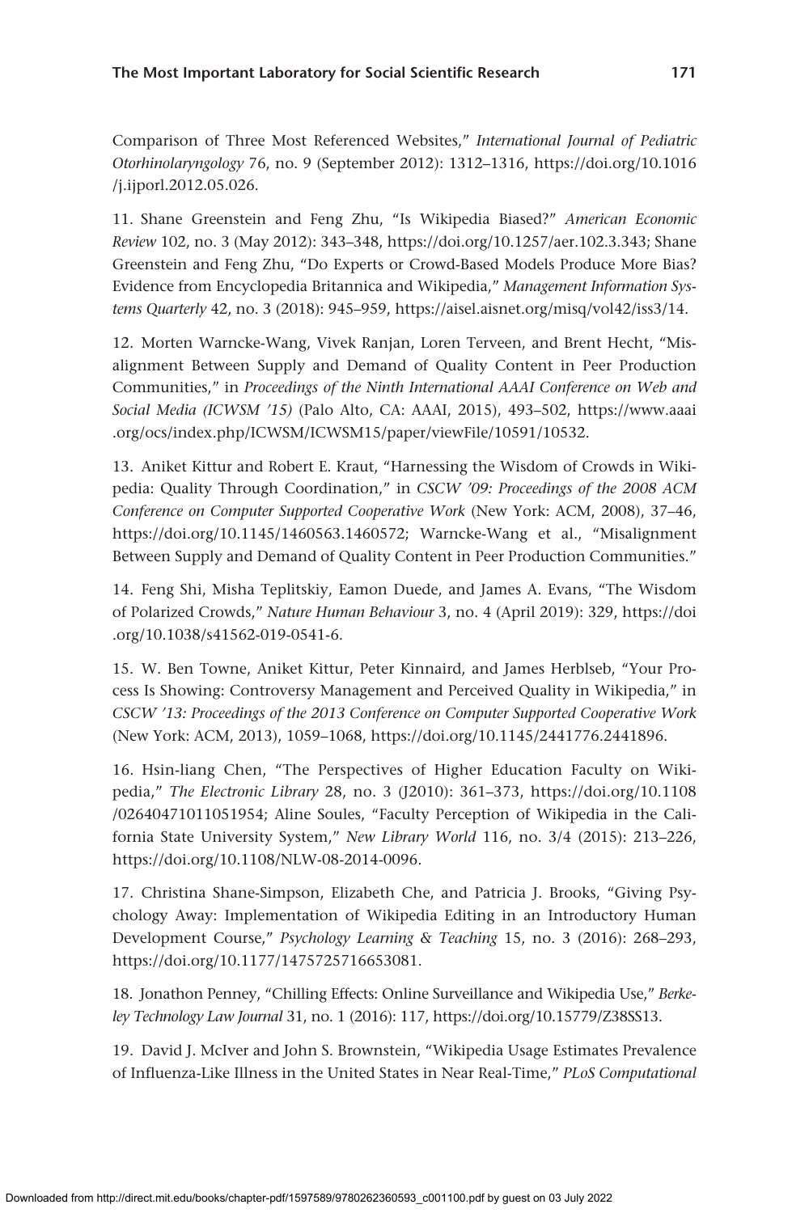Comparison of Three Most Referenced Websites," *International Journal of Pediatric Otorhinolaryngology* 76, no. 9 (September 2012): 1312–1316, https://doi.org/10.1016/j.ijporl.2012.05.026.

11. Shane Greenstein and Feng Zhu, "Is Wikipedia Biased?" *American Economic Review* 102, no. 3 (May 2012): 343–348, https://doi.org/10.1257/aer.102.3.343; Shane Greenstein and Feng Zhu, "Do Experts or Crowd-Based Models Produce More Bias? Evidence from Encyclopedia Britannica and Wikipedia," *Management Information Systems Quarterly* 42, no. 3 (2018): 945–959, https://aisel.aisnet.org/misq/vol42/iss3/14.

12. Morten Warncke-Wang, Vivek Ranjan, Loren Terveen, and Brent Hecht, "Misalignment Between Supply and Demand of Quality Content in Peer Production Communities," in *Proceedings of the Ninth International AAAI Conference on Web and Social Media (ICWSM '15)* (Palo Alto, CA: AAAI, 2015), 493–502, https://www.aaai.org/ocs/index.php/ICWSM/ICWSM15/paper/viewFile/10591/10532.

13. Aniket Kittur and Robert E. Kraut, "Harnessing the Wisdom of Crowds in Wikipedia: Quality Through Coordination," in *CSCW '09: Proceedings of the 2008 ACM Conference on Computer Supported Cooperative Work* (New York: ACM, 2008), 37–46, https://doi.org/10.1145/1460563.1460572; Warncke-Wang et al., "Misalignment Between Supply and Demand of Quality Content in Peer Production Communities."

14. Feng Shi, Misha Teplitskiy, Eamon Duede, and James A. Evans, "The Wisdom of Polarized Crowds," *Nature Human Behaviour* 3, no. 4 (April 2019): 329, https://doi.org/10.1038/s41562-019-0541-6.

15. W. Ben Towne, Aniket Kittur, Peter Kinnaird, and James Herblseb, "Your Process Is Showing: Controversy Management and Perceived Quality in Wikipedia," in *CSCW '13: Proceedings of the 2013 Conference on Computer Supported Cooperative Work* (New York: ACM, 2013), 1059–1068, https://doi.org/10.1145/2441776.2441896.

16. Hsin-liang Chen, "The Perspectives of Higher Education Faculty on Wikipedia," *The Electronic Library* 28, no. 3 (J2010): 361–373, https://doi.org/10.1108/02640471011051954; Aline Soules, "Faculty Perception of Wikipedia in the California State University System," *New Library World* 116, no. 3/4 (2015): 213–226, https://doi.org/10.1108/NLW-08-2014-0096.

17. Christina Shane-Simpson, Elizabeth Che, and Patricia J. Brooks, "Giving Psychology Away: Implementation of Wikipedia Editing in an Introductory Human Development Course," *Psychology Learning & Teaching* 15, no. 3 (2016): 268–293, https://doi.org/10.1177/1475725716653081.

18. Jonathon Penney, "Chilling Effects: Online Surveillance and Wikipedia Use," *Berkeley Technology Law Journal* 31, no. 1 (2016): 117, https://doi.org/10.15779/Z38SS13.

19. David J. McIver and John S. Brownstein, "Wikipedia Usage Estimates Prevalence of Influenza-Like Illness in the United States in Near Real-Time," *PLoS Computational*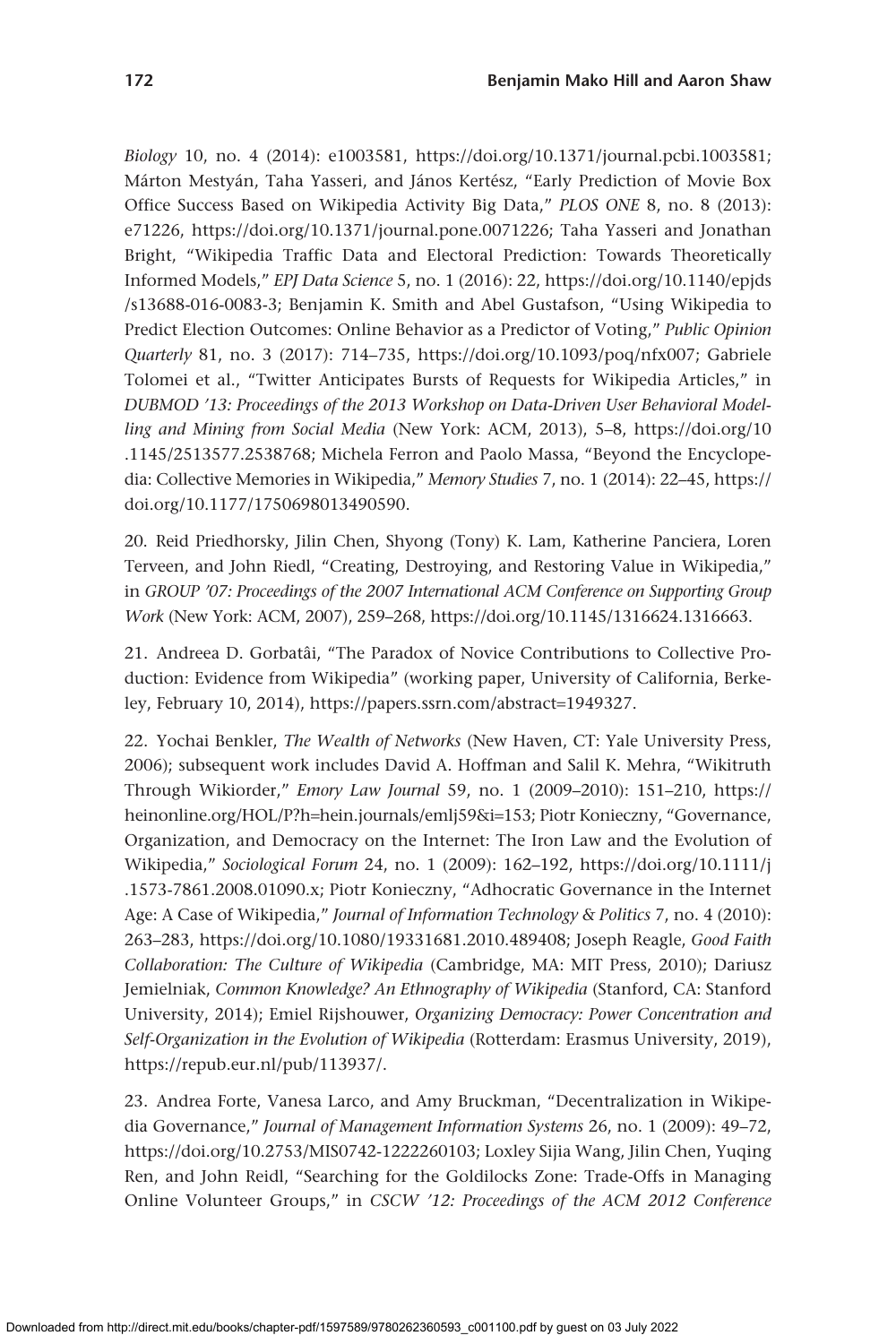*Biology* 10, no. 4 (2014): e1003581, https://doi.org/10.1371/journal.pcbi.1003581; Márton Mestyán, Taha Yasseri, and János Kertész, "Early Prediction of Movie Box Office Success Based on Wikipedia Activity Big Data," *PLOS ONE* 8, no. 8 (2013): e71226, https://doi.org/10.1371/journal.pone.0071226; Taha Yasseri and Jonathan Bright, "Wikipedia Traffic Data and Electoral Prediction: Towards Theoretically Informed Models," *EPJ Data Science* 5, no. 1 (2016): 22, https://doi.org/10.1140/epjds/s13688-016-0083-3; Benjamin K. Smith and Abel Gustafson, "Using Wikipedia to Predict Election Outcomes: Online Behavior as a Predictor of Voting," *Public Opinion Quarterly* 81, no. 3 (2017): 714–735, https://doi.org/10.1093/poq/nfx007; Gabriele Tolomei et al., "Twitter Anticipates Bursts of Requests for Wikipedia Articles," in *DUBMOD '13: Proceedings of the 2013 Workshop on Data-Driven User Behavioral Modelling and Mining from Social Media* (New York: ACM, 2013), 5–8, https://doi.org/10.1145/2513577.2538768; Michela Ferron and Paolo Massa, "Beyond the Encyclopedia: Collective Memories in Wikipedia," *Memory Studies* 7, no. 1 (2014): 22–45, https://doi.org/10.1177/1750698013490590.

20. Reid Priedhorsky, Jilin Chen, Shyong (Tony) K. Lam, Katherine Panciera, Loren Terveen, and John Riedl, "Creating, Destroying, and Restoring Value in Wikipedia," in *GROUP '07: Proceedings of the 2007 International ACM Conference on Supporting Group Work* (New York: ACM, 2007), 259–268, https://doi.org/10.1145/1316624.1316663.

21. Andreea D. Gorbatâi, "The Paradox of Novice Contributions to Collective Production: Evidence from Wikipedia" (working paper, University of California, Berkeley, February 10, 2014), https://papers.ssrn.com/abstract=1949327.

22. Yochai Benkler, *The Wealth of Networks* (New Haven, CT: Yale University Press, 2006); subsequent work includes David A. Hoffman and Salil K. Mehra, "Wikitruth Through Wikiorder," *Emory Law Journal* 59, no. 1 (2009–2010): 151–210, https://heinonline.org/HOL/P?h=hein.journals/emlj59&i=153; Piotr Konieczny, "Governance, Organization, and Democracy on the Internet: The Iron Law and the Evolution of Wikipedia," *Sociological Forum* 24, no. 1 (2009): 162–192, https://doi.org/10.1111/j.1573-7861.2008.01090.x; Piotr Konieczny, "Adhocratic Governance in the Internet Age: A Case of Wikipedia," *Journal of Information Technology & Politics* 7, no. 4 (2010): 263–283, https://doi.org/10.1080/19331681.2010.489408; Joseph Reagle, *Good Faith Collaboration: The Culture of Wikipedia* (Cambridge, MA: MIT Press, 2010); Dariusz Jemielniak, *Common Knowledge? An Ethnography of Wikipedia* (Stanford, CA: Stanford University, 2014); Emiel Rijshouwer, *Organizing Democracy: Power Concentration and Self-Organization in the Evolution of Wikipedia* (Rotterdam: Erasmus University, 2019), https://repub.eur.nl/pub/113937/.

23. Andrea Forte, Vanesa Larco, and Amy Bruckman, "Decentralization in Wikipedia Governance," *Journal of Management Information Systems* 26, no. 1 (2009): 49–72, https://doi.org/10.2753/MIS0742-1222260103; Loxley Sijia Wang, Jilin Chen, Yuqing Ren, and John Reidl, "Searching for the Goldilocks Zone: Trade-Offs in Managing Online Volunteer Groups," in *CSCW '12: Proceedings of the ACM 2012 Conference*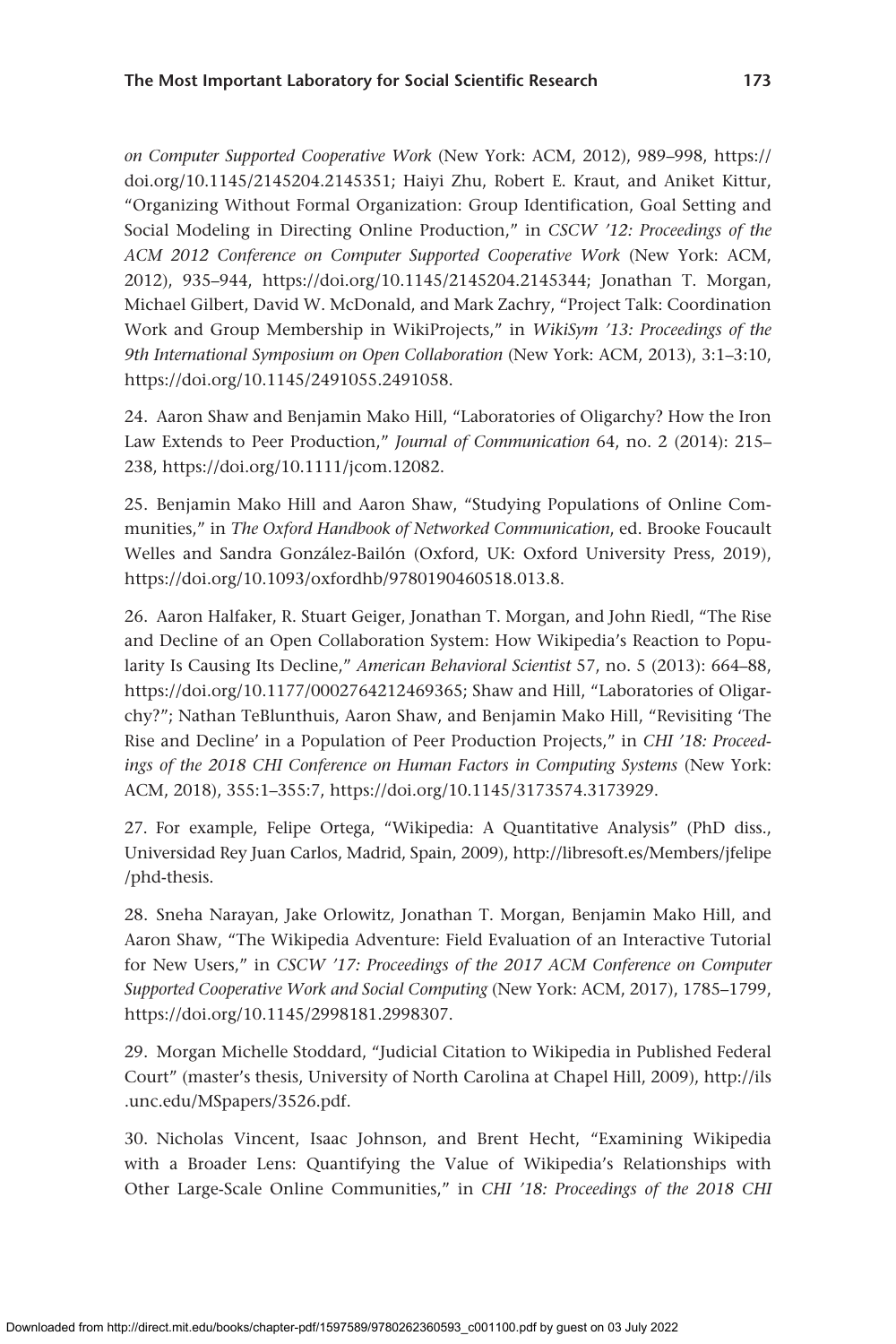*on Computer Supported Cooperative Work* (New York: ACM, 2012), 989–998, https://doi.org/10.1145/2145204.2145351; Haiyi Zhu, Robert E. Kraut, and Aniket Kittur, "Organizing Without Formal Organization: Group Identification, Goal Setting and Social Modeling in Directing Online Production," in *CSCW '12: Proceedings of the ACM 2012 Conference on Computer Supported Cooperative Work* (New York: ACM, 2012), 935–944, https://doi.org/10.1145/2145204.2145344; Jonathan T. Morgan, Michael Gilbert, David W. McDonald, and Mark Zachry, "Project Talk: Coordination Work and Group Membership in WikiProjects," in *WikiSym '13: Proceedings of the 9th International Symposium on Open Collaboration* (New York: ACM, 2013), 3:1–3:10, https://doi.org/10.1145/2491055.2491058.

24. Aaron Shaw and Benjamin Mako Hill, "Laboratories of Oligarchy? How the Iron Law Extends to Peer Production," *Journal of Communication* 64, no. 2 (2014): 215–238, https://doi.org/10.1111/jcom.12082.

25. Benjamin Mako Hill and Aaron Shaw, "Studying Populations of Online Communities," in *The Oxford Handbook of Networked Communication*, ed. Brooke Foucault Welles and Sandra González-Bailón (Oxford, UK: Oxford University Press, 2019), https://doi.org/10.1093/oxfordhb/9780190460518.013.8.

26. Aaron Halfaker, R. Stuart Geiger, Jonathan T. Morgan, and John Riedl, "The Rise and Decline of an Open Collaboration System: How Wikipedia's Reaction to Popularity Is Causing Its Decline," *American Behavioral Scientist* 57, no. 5 (2013): 664–88, https://doi.org/10.1177/0002764212469365; Shaw and Hill, "Laboratories of Oligarchy?"; Nathan TeBlunthuis, Aaron Shaw, and Benjamin Mako Hill, "Revisiting 'The Rise and Decline' in a Population of Peer Production Projects," in *CHI '18: Proceedings of the 2018 CHI Conference on Human Factors in Computing Systems* (New York: ACM, 2018), 355:1–355:7, https://doi.org/10.1145/3173574.3173929.

27. For example, Felipe Ortega, "Wikipedia: A Quantitative Analysis" (PhD diss., Universidad Rey Juan Carlos, Madrid, Spain, 2009), http://libresoft.es/Members/jfelipe/phd-thesis.

28. Sneha Narayan, Jake Orlowitz, Jonathan T. Morgan, Benjamin Mako Hill, and Aaron Shaw, "The Wikipedia Adventure: Field Evaluation of an Interactive Tutorial for New Users," in *CSCW '17: Proceedings of the 2017 ACM Conference on Computer Supported Cooperative Work and Social Computing* (New York: ACM, 2017), 1785–1799, https://doi.org/10.1145/2998181.2998307.

29. Morgan Michelle Stoddard, "Judicial Citation to Wikipedia in Published Federal Court" (master's thesis, University of North Carolina at Chapel Hill, 2009), http://ils.unc.edu/MSpapers/3526.pdf.

30. Nicholas Vincent, Isaac Johnson, and Brent Hecht, "Examining Wikipedia with a Broader Lens: Quantifying the Value of Wikipedia's Relationships with Other Large-Scale Online Communities," in *CHI '18: Proceedings of the 2018 CHI*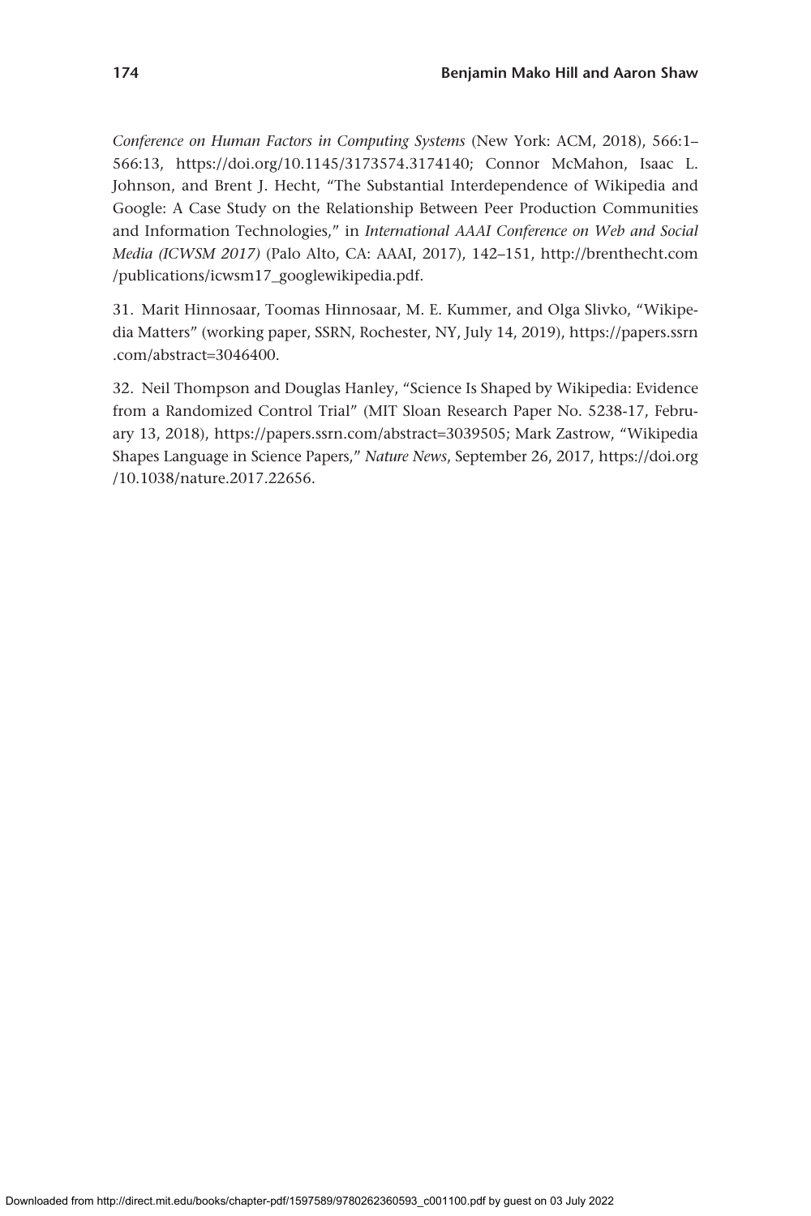*Conference on Human Factors in Computing Systems* (New York: ACM, 2018), 566:1–566:13, https://doi.org/10.1145/3173574.3174140; Connor McMahon, Isaac L. Johnson, and Brent J. Hecht, "The Substantial Interdependence of Wikipedia and Google: A Case Study on the Relationship Between Peer Production Communities and Information Technologies," in *International AAAI Conference on Web and Social Media (ICWSM 2017)* (Palo Alto, CA: AAAI, 2017), 142–151, http://brenthecht.com/publications/icwsm17_googlewikipedia.pdf.

31. Marit Hinnosaar, Toomas Hinnosaar, M. E. Kummer, and Olga Slivko, "Wikipedia Matters" (working paper, SSRN, Rochester, NY, July 14, 2019), https://papers.ssrn.com/abstract=3046400.

32. Neil Thompson and Douglas Hanley, "Science Is Shaped by Wikipedia: Evidence from a Randomized Control Trial" (MIT Sloan Research Paper No. 5238-17, February 13, 2018), https://papers.ssrn.com/abstract=3039505; Mark Zastrow, "Wikipedia Shapes Language in Science Papers," *Nature News*, September 26, 2017, https://doi.org/10.1038/nature.2017.22656.